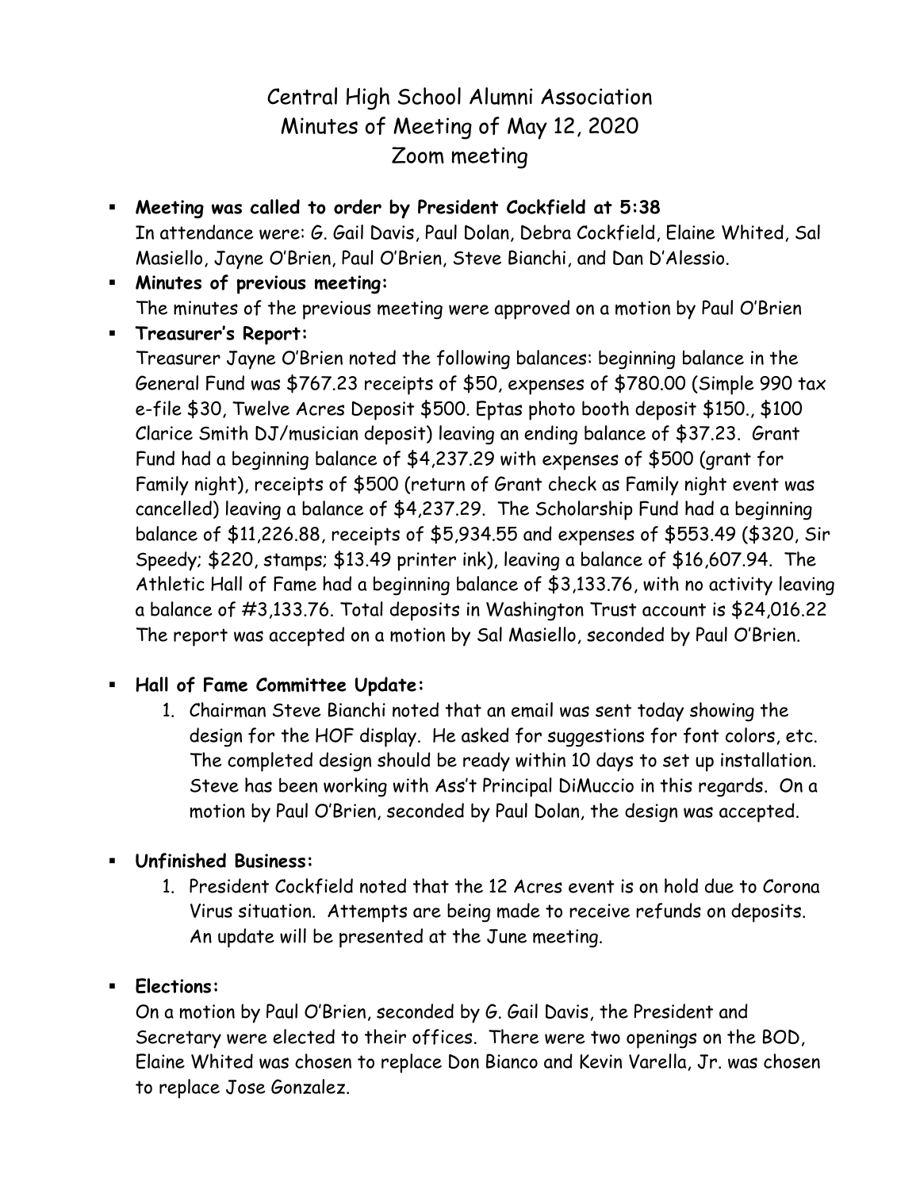# Central High School Alumni Association
## Minutes of Meeting of May 12, 2020
## Zoom meeting

- **Meeting was called to order by President Cockfield at 5:38**
  In attendance were: G. Gail Davis, Paul Dolan, Debra Cockfield, Elaine Whited, Sal Masiello, Jayne O'Brien, Paul O'Brien, Steve Bianchi, and Dan D'Alessio.
- **Minutes of previous meeting:**
  The minutes of the previous meeting were approved on a motion by Paul O'Brien
- **Treasurer's Report:**
  Treasurer Jayne O'Brien noted the following balances: beginning balance in the General Fund was $767.23 receipts of $50, expenses of $780.00 (Simple 990 tax e-file $30, Twelve Acres Deposit $500. Eptas photo booth deposit $150., $100 Clarice Smith DJ/musician deposit) leaving an ending balance of $37.23. Grant Fund had a beginning balance of $4,237.29 with expenses of $500 (grant for Family night), receipts of $500 (return of Grant check as Family night event was cancelled) leaving a balance of $4,237.29. The Scholarship Fund had a beginning balance of $11,226.88, receipts of $5,934.55 and expenses of $553.49 ($320, Sir Speedy; $220, stamps; $13.49 printer ink), leaving a balance of $16,607.94. The Athletic Hall of Fame had a beginning balance of $3,133.76, with no activity leaving a balance of #3,133.76. Total deposits in Washington Trust account is $24,016.22 The report was accepted on a motion by Sal Masiello, seconded by Paul O'Brien.

- **Hall of Fame Committee Update:**
  1. Chairman Steve Bianchi noted that an email was sent today showing the design for the HOF display. He asked for suggestions for font colors, etc. The completed design should be ready within 10 days to set up installation. Steve has been working with Ass't Principal DiMuccio in this regards. On a motion by Paul O'Brien, seconded by Paul Dolan, the design was accepted.

- **Unfinished Business:**
  1. President Cockfield noted that the 12 Acres event is on hold due to Corona Virus situation. Attempts are being made to receive refunds on deposits. An update will be presented at the June meeting.

- **Elections:**
  On a motion by Paul O'Brien, seconded by G. Gail Davis, the President and Secretary were elected to their offices. There were two openings on the BOD, Elaine Whited was chosen to replace Don Bianco and Kevin Varella, Jr. was chosen to replace Jose Gonzalez.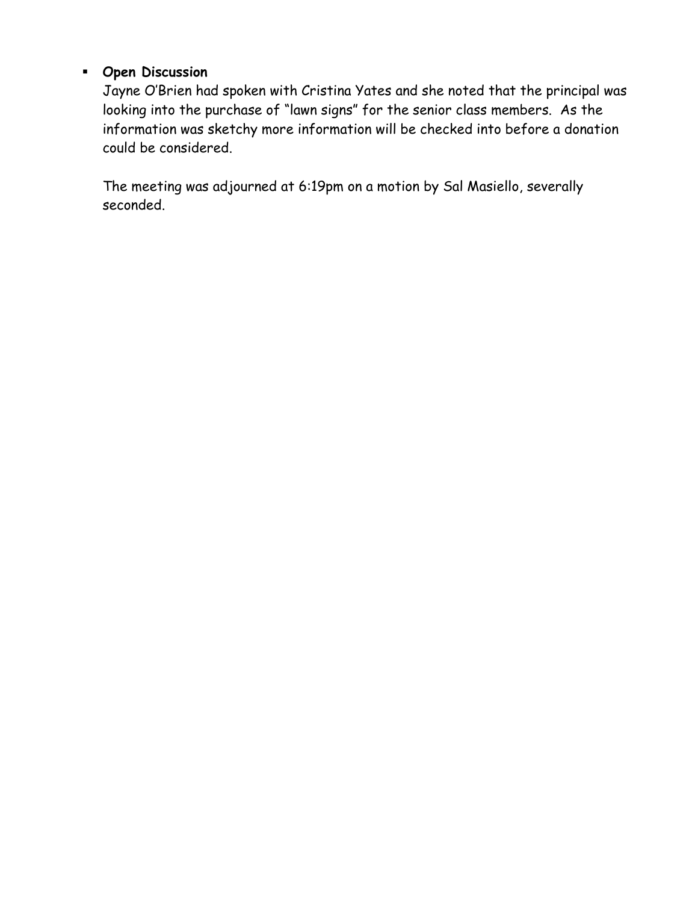- **Open Discussion**

  Jayne O'Brien had spoken with Cristina Yates and she noted that the principal was looking into the purchase of "lawn signs" for the senior class members. As the information was sketchy more information will be checked into before a donation could be considered.

  The meeting was adjourned at 6:19pm on a motion by Sal Masiello, severally seconded.